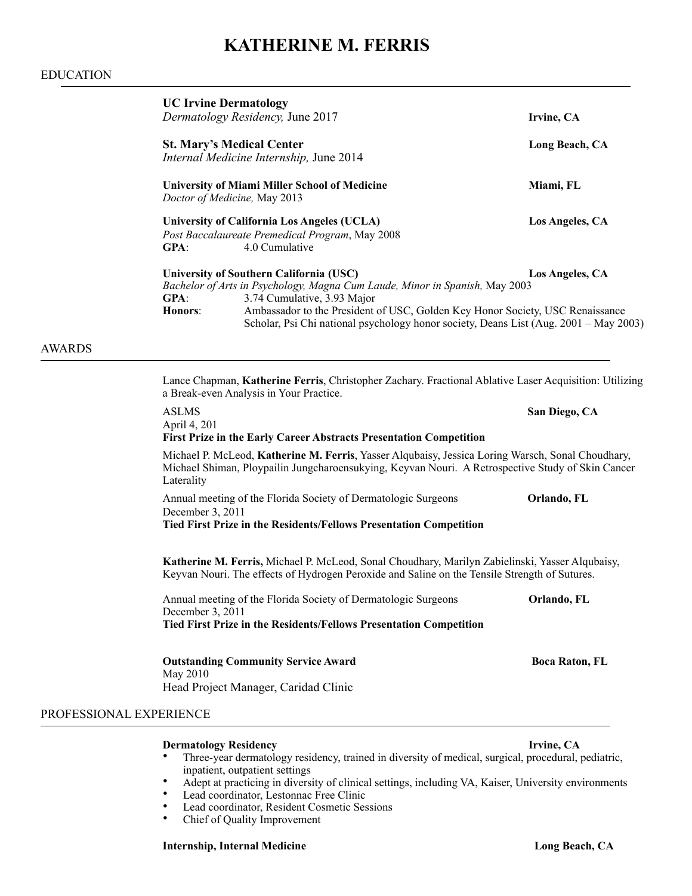# KATHERINE M. FERRIS

## EDUCATION

**UC Irvine Dermatology** **Irvine, CA**
*Dermatology Residency,* June 2017

**St. Mary's Medical Center** **Long Beach, CA**
*Internal Medicine Internship,* June 2014

**University of Miami Miller School of Medicine** **Miami, FL**
*Doctor of Medicine,* May 2013

**University of California Los Angeles (UCLA)** **Los Angeles, CA**
*Post Baccalaureate Premedical Program*, May 2008
**GPA**: 4.0 Cumulative

**University of Southern California (USC)** **Los Angeles, CA**
*Bachelor of Arts in Psychology, Magna Cum Laude, Minor in Spanish,* May 2003
**GPA**: 3.74 Cumulative, 3.93 Major
**Honors**: Ambassador to the President of USC, Golden Key Honor Society, USC Renaissance Scholar, Psi Chi national psychology honor society, Deans List (Aug. 2001 – May 2003)

## AWARDS

Lance Chapman, **Katherine Ferris**, Christopher Zachary. Fractional Ablative Laser Acquisition: Utilizing a Break-even Analysis in Your Practice.

ASLMS **San Diego, CA**
April 4, 201
**First Prize in the Early Career Abstracts Presentation Competition**

Michael P. McLeod, **Katherine M. Ferris**, Yasser Alqubaisy, Jessica Loring Warsch, Sonal Choudhary, Michael Shiman, Ploypailin Jungcharoensukying, Keyvan Nouri. A Retrospective Study of Skin Cancer Laterality

Annual meeting of the Florida Society of Dermatologic Surgeons **Orlando, FL**
December 3, 2011
**Tied First Prize in the Residents/Fellows Presentation Competition**

**Katherine M. Ferris,** Michael P. McLeod, Sonal Choudhary, Marilyn Zabielinski, Yasser Alqubaisy, Keyvan Nouri. The effects of Hydrogen Peroxide and Saline on the Tensile Strength of Sutures.

Annual meeting of the Florida Society of Dermatologic Surgeons **Orlando, FL**
December 3, 2011
**Tied First Prize in the Residents/Fellows Presentation Competition**

**Outstanding Community Service Award** **Boca Raton, FL**
May 2010
Head Project Manager, Caridad Clinic

## PROFESSIONAL EXPERIENCE

**Dermatology Residency** **Irvine, CA**

- Three-year dermatology residency, trained in diversity of medical, surgical, procedural, pediatric, inpatient, outpatient settings
- Adept at practicing in diversity of clinical settings, including VA, Kaiser, University environments
- Lead coordinator, Lestonnac Free Clinic
- Lead coordinator, Resident Cosmetic Sessions
- Chief of Quality Improvement

**Internship, Internal Medicine** **Long Beach, CA**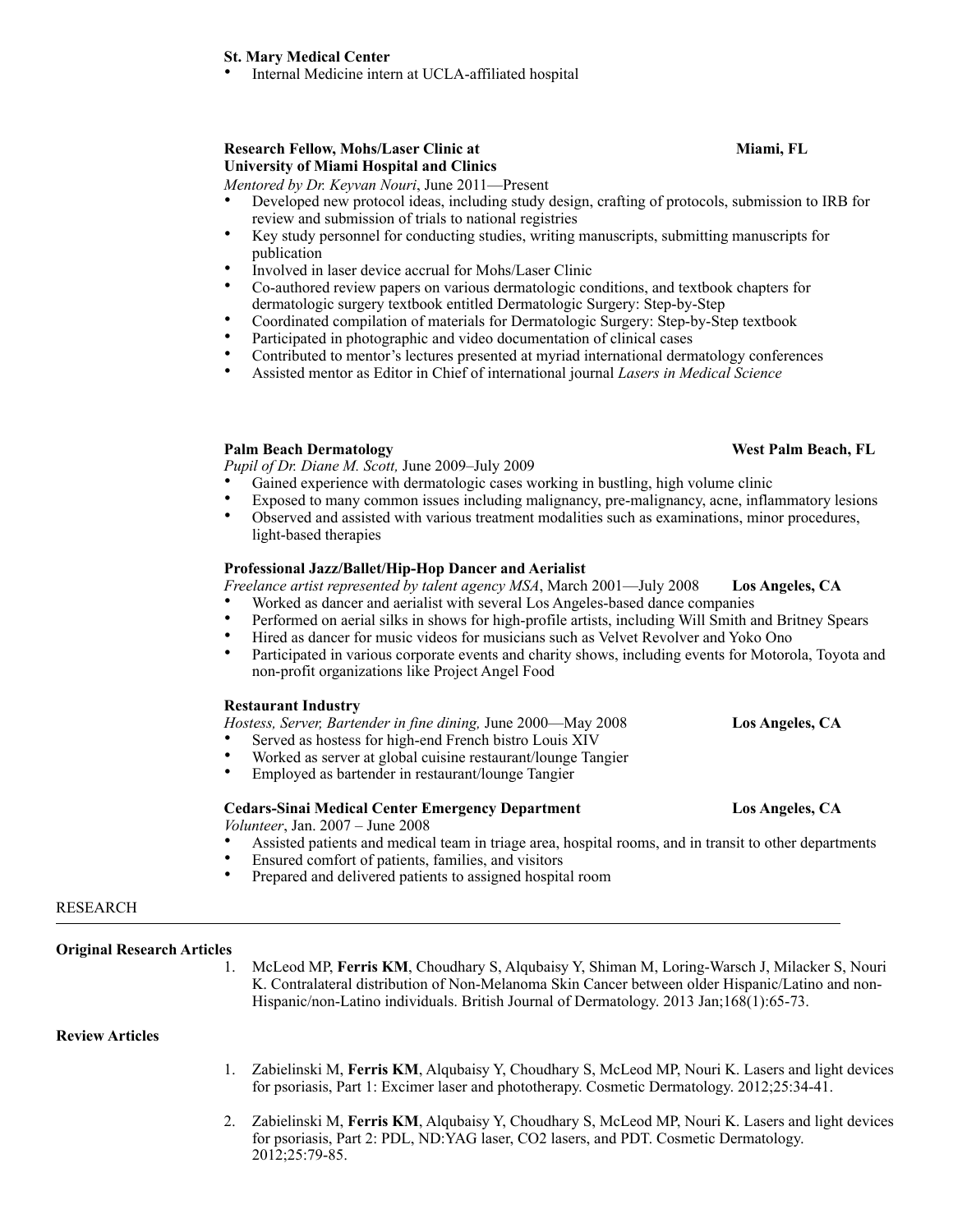**St. Mary Medical Center**

- Internal Medicine intern at UCLA-affiliated hospital

**Research Fellow, Mohs/Laser Clinic at University of Miami Hospital and Clinics** **Miami, FL**

*Mentored by Dr. Keyvan Nouri*, June 2011—Present

- Developed new protocol ideas, including study design, crafting of protocols, submission to IRB for review and submission of trials to national registries
- Key study personnel for conducting studies, writing manuscripts, submitting manuscripts for publication
- Involved in laser device accrual for Mohs/Laser Clinic
- Co-authored review papers on various dermatologic conditions, and textbook chapters for dermatologic surgery textbook entitled Dermatologic Surgery: Step-by-Step
- Coordinated compilation of materials for Dermatologic Surgery: Step-by-Step textbook
- Participated in photographic and video documentation of clinical cases
- Contributed to mentor's lectures presented at myriad international dermatology conferences
- Assisted mentor as Editor in Chief of international journal *Lasers in Medical Science*

**Palm Beach Dermatology** **West Palm Beach, FL**

*Pupil of Dr. Diane M. Scott,* June 2009–July 2009

- Gained experience with dermatologic cases working in bustling, high volume clinic
- Exposed to many common issues including malignancy, pre-malignancy, acne, inflammatory lesions
- Observed and assisted with various treatment modalities such as examinations, minor procedures, light-based therapies

**Professional Jazz/Ballet/Hip-Hop Dancer and Aerialist**

*Freelance artist represented by talent agency MSA*, March 2001—July 2008 **Los Angeles, CA**

- Worked as dancer and aerialist with several Los Angeles-based dance companies
- Performed on aerial silks in shows for high-profile artists, including Will Smith and Britney Spears
- Hired as dancer for music videos for musicians such as Velvet Revolver and Yoko Ono
- Participated in various corporate events and charity shows, including events for Motorola, Toyota and non-profit organizations like Project Angel Food

**Restaurant Industry**

*Hostess, Server, Bartender in fine dining,* June 2000—May 2008 **Los Angeles, CA**

- Served as hostess for high-end French bistro Louis XIV
- Worked as server at global cuisine restaurant/lounge Tangier
- Employed as bartender in restaurant/lounge Tangier

**Cedars-Sinai Medical Center Emergency Department** **Los Angeles, CA**

*Volunteer*, Jan. 2007 – June 2008

- Assisted patients and medical team in triage area, hospital rooms, and in transit to other departments
- Ensured comfort of patients, families, and visitors
- Prepared and delivered patients to assigned hospital room

## RESEARCH

**Original Research Articles**

1. McLeod MP, **Ferris KM**, Choudhary S, Alqubaisy Y, Shiman M, Loring-Warsch J, Milacker S, Nouri K. Contralateral distribution of Non-Melanoma Skin Cancer between older Hispanic/Latino and non-Hispanic/non-Latino individuals. British Journal of Dermatology. 2013 Jan;168(1):65-73.

**Review Articles**

1. Zabielinski M, **Ferris KM**, Alqubaisy Y, Choudhary S, McLeod MP, Nouri K. Lasers and light devices for psoriasis, Part 1: Excimer laser and phototherapy. Cosmetic Dermatology. 2012;25:34-41.
2. Zabielinski M, **Ferris KM**, Alqubaisy Y, Choudhary S, McLeod MP, Nouri K. Lasers and light devices for psoriasis, Part 2: PDL, ND:YAG laser, CO2 lasers, and PDT. Cosmetic Dermatology. 2012;25:79-85.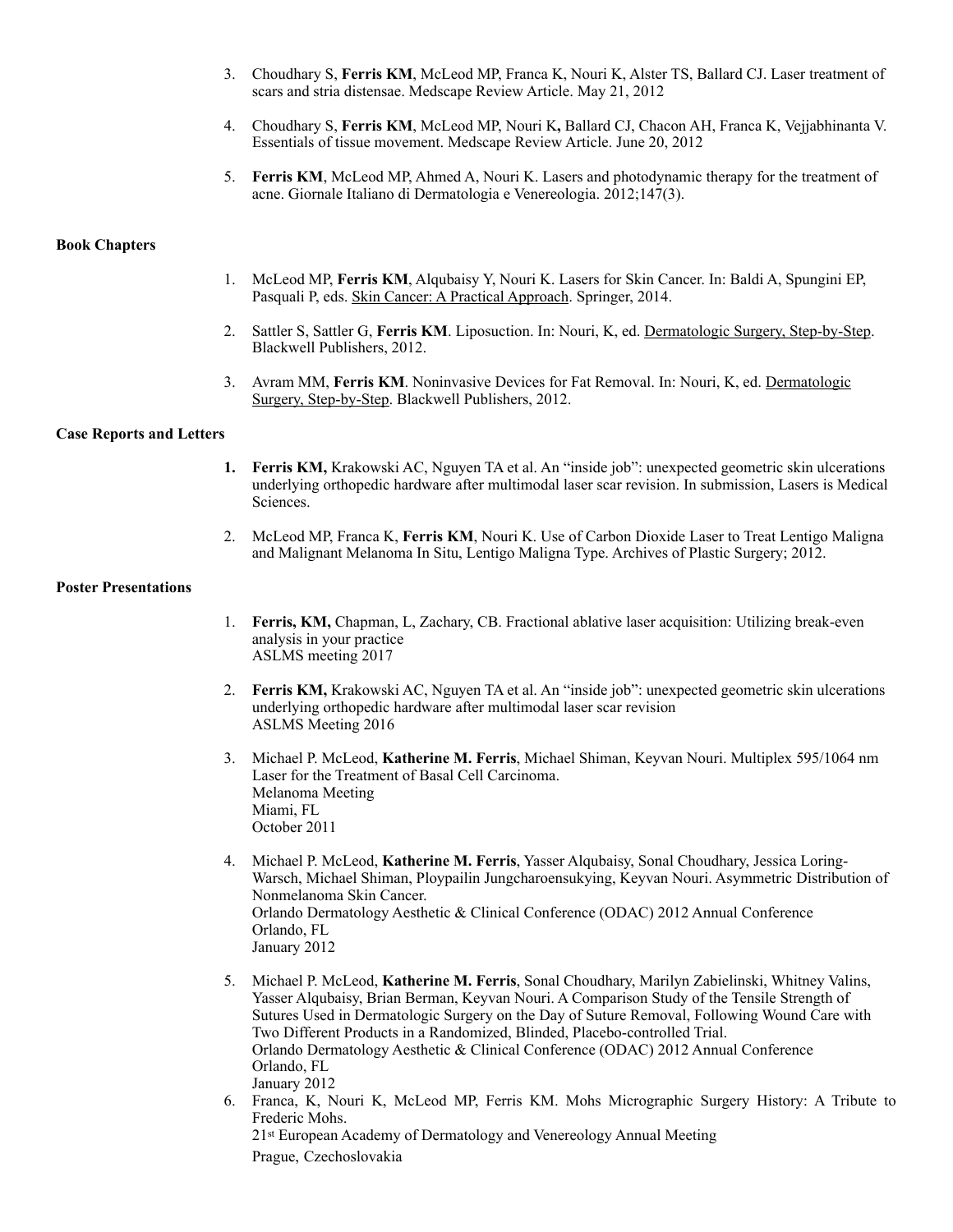3. Choudhary S, **Ferris KM**, McLeod MP, Franca K, Nouri K, Alster TS, Ballard CJ. Laser treatment of scars and stria distensae. Medscape Review Article. May 21, 2012

4. Choudhary S, **Ferris KM**, McLeod MP, Nouri K**,** Ballard CJ, Chacon AH, Franca K, Vejjabhinanta V. Essentials of tissue movement. Medscape Review Article. June 20, 2012

5. **Ferris KM**, McLeod MP, Ahmed A, Nouri K. Lasers and photodynamic therapy for the treatment of acne. Giornale Italiano di Dermatologia e Venereologia. 2012;147(3).

**Book Chapters**

1. McLeod MP, **Ferris KM**, Alqubaisy Y, Nouri K. Lasers for Skin Cancer. In: Baldi A, Spungini EP, Pasquali P, eds. Skin Cancer: A Practical Approach. Springer, 2014.

2. Sattler S, Sattler G, **Ferris KM**. Liposuction. In: Nouri, K, ed. Dermatologic Surgery, Step-by-Step. Blackwell Publishers, 2012.

3. Avram MM, **Ferris KM**. Noninvasive Devices for Fat Removal. In: Nouri, K, ed. Dermatologic Surgery, Step-by-Step. Blackwell Publishers, 2012.

**Case Reports and Letters**

1. **Ferris KM,** Krakowski AC, Nguyen TA et al. An "inside job": unexpected geometric skin ulcerations underlying orthopedic hardware after multimodal laser scar revision. In submission, Lasers is Medical Sciences.

2. McLeod MP, Franca K, **Ferris KM**, Nouri K. Use of Carbon Dioxide Laser to Treat Lentigo Maligna and Malignant Melanoma In Situ, Lentigo Maligna Type. Archives of Plastic Surgery; 2012.

**Poster Presentations**

1. **Ferris, KM,** Chapman, L, Zachary, CB. Fractional ablative laser acquisition: Utilizing break-even analysis in your practice
   ASLMS meeting 2017

2. **Ferris KM,** Krakowski AC, Nguyen TA et al. An "inside job": unexpected geometric skin ulcerations underlying orthopedic hardware after multimodal laser scar revision
   ASLMS Meeting 2016

3. Michael P. McLeod, **Katherine M. Ferris**, Michael Shiman, Keyvan Nouri. Multiplex 595/1064 nm Laser for the Treatment of Basal Cell Carcinoma.
   Melanoma Meeting
   Miami, FL
   October 2011

4. Michael P. McLeod, **Katherine M. Ferris**, Yasser Alqubaisy, Sonal Choudhary, Jessica Loring-Warsch, Michael Shiman, Ploypailin Jungcharoensukying, Keyvan Nouri. Asymmetric Distribution of Nonmelanoma Skin Cancer.
   Orlando Dermatology Aesthetic & Clinical Conference (ODAC) 2012 Annual Conference
   Orlando, FL
   January 2012

5. Michael P. McLeod, **Katherine M. Ferris**, Sonal Choudhary, Marilyn Zabielinski, Whitney Valins, Yasser Alqubaisy, Brian Berman, Keyvan Nouri. A Comparison Study of the Tensile Strength of Sutures Used in Dermatologic Surgery on the Day of Suture Removal, Following Wound Care with Two Different Products in a Randomized, Blinded, Placebo-controlled Trial.
   Orlando Dermatology Aesthetic & Clinical Conference (ODAC) 2012 Annual Conference
   Orlando, FL
   January 2012

6. Franca, K, Nouri K, McLeod MP, Ferris KM. Mohs Micrographic Surgery History: A Tribute to Frederic Mohs.
   21st European Academy of Dermatology and Venereology Annual Meeting
   Prague, Czechoslovakia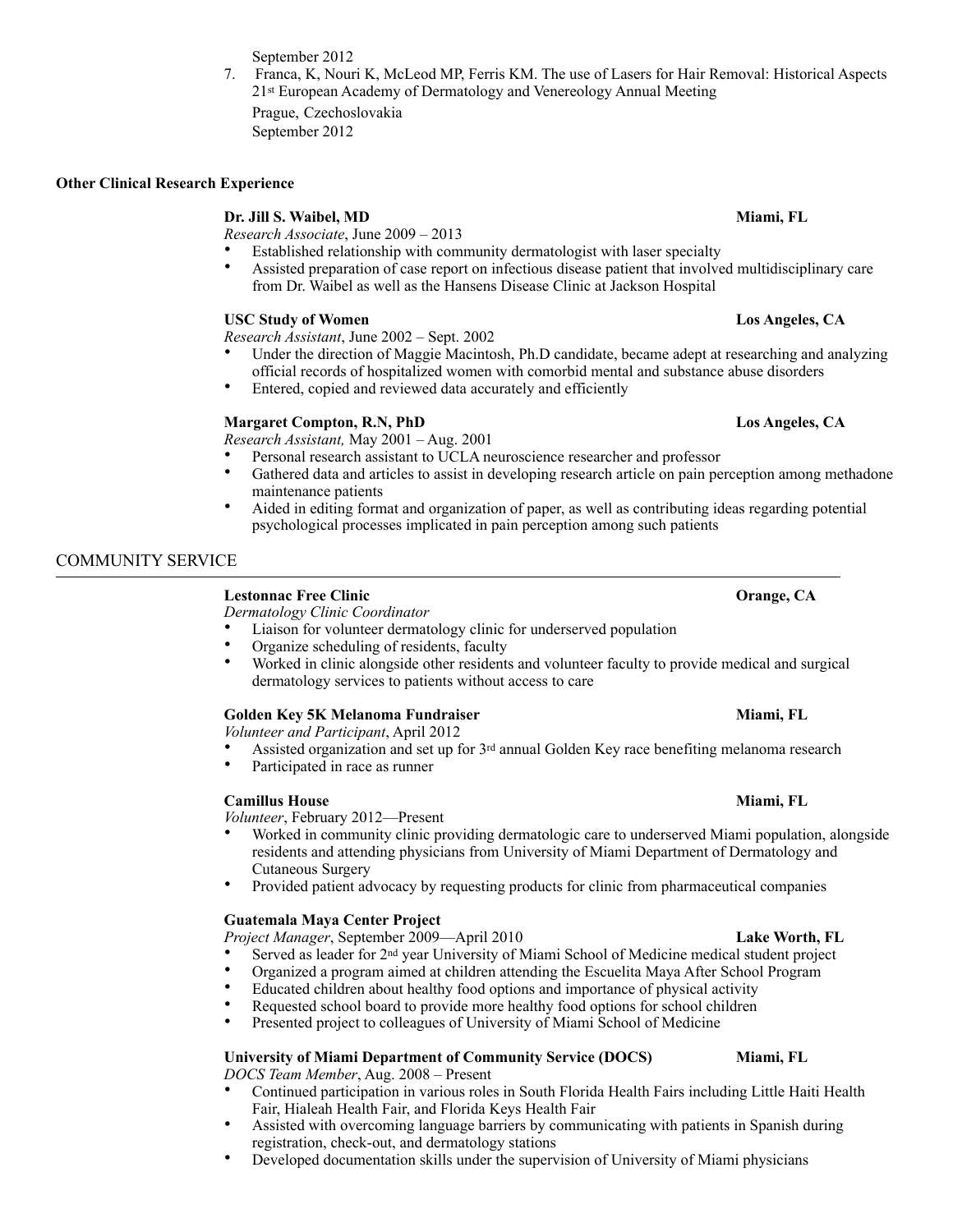September 2012

7. Franca, K, Nouri K, McLeod MP, Ferris KM. The use of Lasers for Hair Removal: Historical Aspects 21st European Academy of Dermatology and Venereology Annual Meeting
   Prague, Czechoslovakia
   September 2012

**Other Clinical Research Experience**

**Dr. Jill S. Waibel, MD** **Miami, FL**
*Research Associate*, June 2009 – 2013

- Established relationship with community dermatologist with laser specialty
- Assisted preparation of case report on infectious disease patient that involved multidisciplinary care from Dr. Waibel as well as the Hansens Disease Clinic at Jackson Hospital

**USC Study of Women** **Los Angeles, CA**
*Research Assistant*, June 2002 – Sept. 2002

- Under the direction of Maggie Macintosh, Ph.D candidate, became adept at researching and analyzing official records of hospitalized women with comorbid mental and substance abuse disorders
- Entered, copied and reviewed data accurately and efficiently

**Margaret Compton, R.N, PhD** **Los Angeles, CA**
*Research Assistant,* May 2001 – Aug. 2001

- Personal research assistant to UCLA neuroscience researcher and professor
- Gathered data and articles to assist in developing research article on pain perception among methadone maintenance patients
- Aided in editing format and organization of paper, as well as contributing ideas regarding potential psychological processes implicated in pain perception among such patients

## COMMUNITY SERVICE

**Lestonnac Free Clinic** **Orange, CA**
*Dermatology Clinic Coordinator*

- Liaison for volunteer dermatology clinic for underserved population
- Organize scheduling of residents, faculty
- Worked in clinic alongside other residents and volunteer faculty to provide medical and surgical dermatology services to patients without access to care

**Golden Key 5K Melanoma Fundraiser** **Miami, FL**
*Volunteer and Participant*, April 2012

- Assisted organization and set up for 3rd annual Golden Key race benefiting melanoma research
- Participated in race as runner

**Camillus House** **Miami, FL**
*Volunteer*, February 2012—Present

- Worked in community clinic providing dermatologic care to underserved Miami population, alongside residents and attending physicians from University of Miami Department of Dermatology and Cutaneous Surgery
- Provided patient advocacy by requesting products for clinic from pharmaceutical companies

**Guatemala Maya Center Project**
*Project Manager*, September 2009—April 2010 **Lake Worth, FL**

- Served as leader for 2nd year University of Miami School of Medicine medical student project
- Organized a program aimed at children attending the Escuelita Maya After School Program
- Educated children about healthy food options and importance of physical activity
- Requested school board to provide more healthy food options for school children
- Presented project to colleagues of University of Miami School of Medicine

**University of Miami Department of Community Service (DOCS)** **Miami, FL**
*DOCS Team Member*, Aug. 2008 – Present

- Continued participation in various roles in South Florida Health Fairs including Little Haiti Health Fair, Hialeah Health Fair, and Florida Keys Health Fair
- Assisted with overcoming language barriers by communicating with patients in Spanish during registration, check-out, and dermatology stations
- Developed documentation skills under the supervision of University of Miami physicians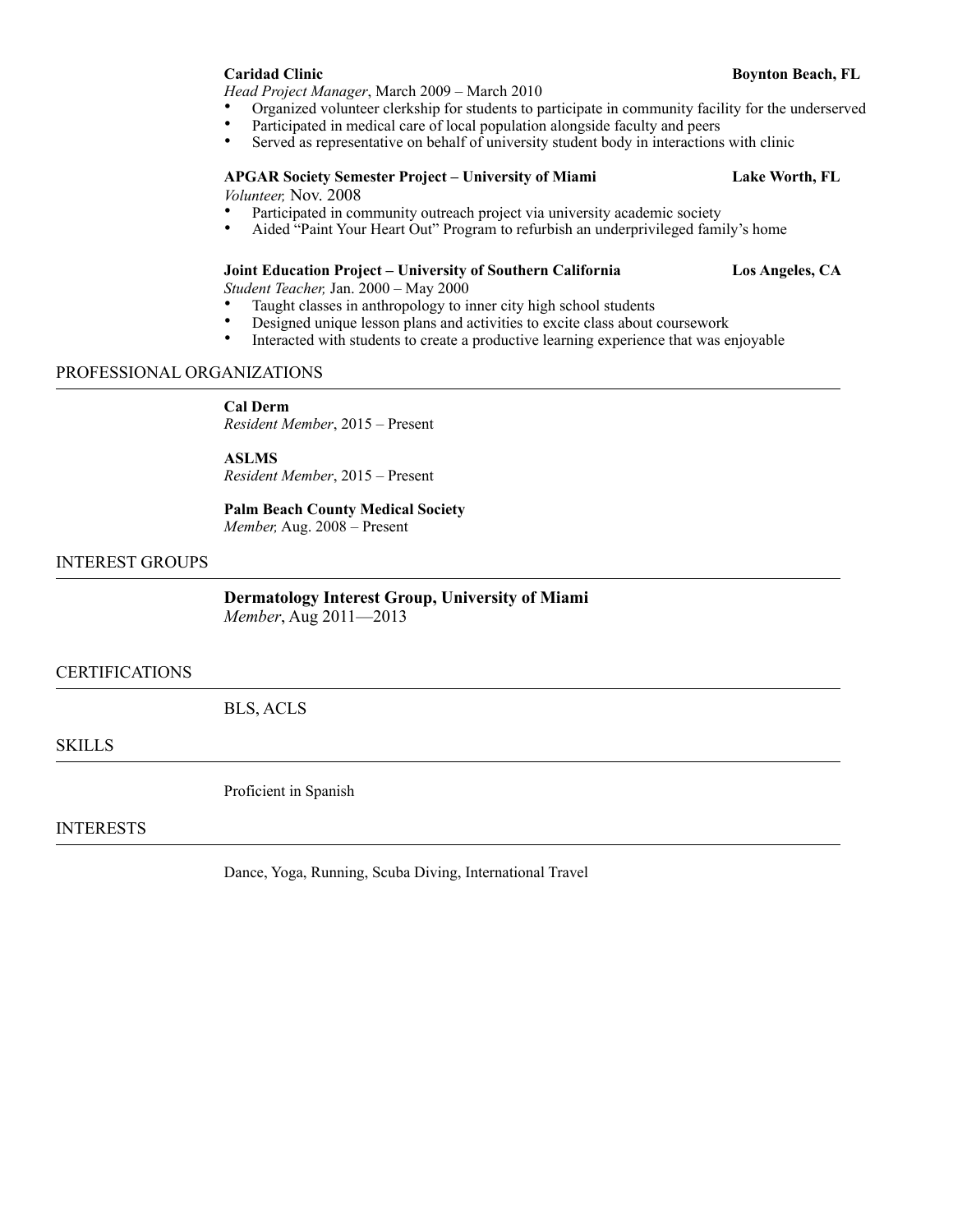**Caridad Clinic** **Boynton Beach, FL**
*Head Project Manager*, March 2009 – March 2010

- Organized volunteer clerkship for students to participate in community facility for the underserved
- Participated in medical care of local population alongside faculty and peers
- Served as representative on behalf of university student body in interactions with clinic

**APGAR Society Semester Project – University of Miami** **Lake Worth, FL**
*Volunteer,* Nov. 2008

- Participated in community outreach project via university academic society
- Aided "Paint Your Heart Out" Program to refurbish an underprivileged family's home

**Joint Education Project – University of Southern California** **Los Angeles, CA**
*Student Teacher,* Jan. 2000 – May 2000

- Taught classes in anthropology to inner city high school students
- Designed unique lesson plans and activities to excite class about coursework
- Interacted with students to create a productive learning experience that was enjoyable

## PROFESSIONAL ORGANIZATIONS

**Cal Derm**
*Resident Member*, 2015 – Present

**ASLMS**
*Resident Member*, 2015 – Present

**Palm Beach County Medical Society**
*Member,* Aug. 2008 – Present

## INTEREST GROUPS

**Dermatology Interest Group, University of Miami**
*Member*, Aug 2011—2013

## CERTIFICATIONS

BLS, ACLS

## SKILLS

Proficient in Spanish

## INTERESTS

Dance, Yoga, Running, Scuba Diving, International Travel